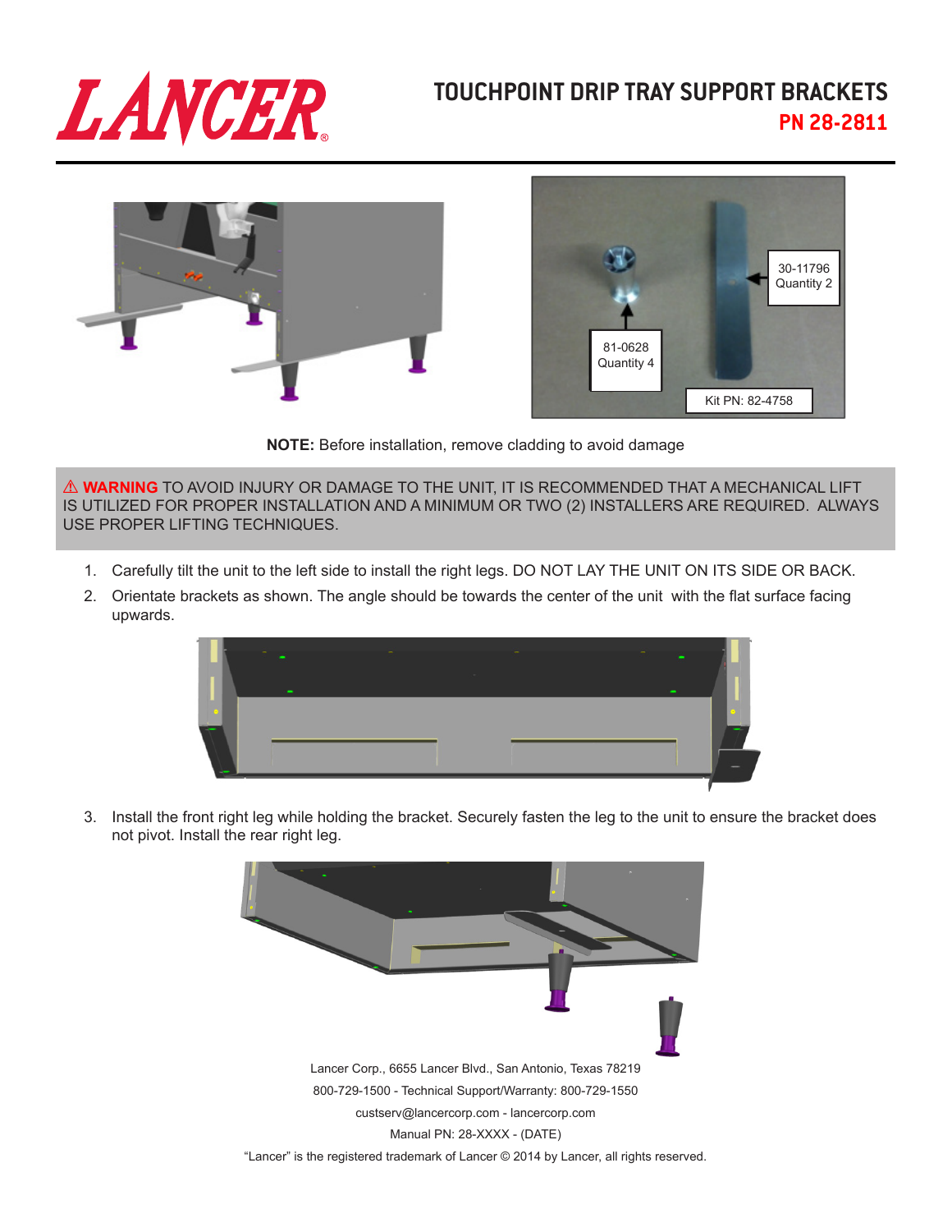# LANCER

## TOUCHPOINT DRIP TRAY SUPPORT BRACKETS

**PN 28-2811**

30-11796
Quantity 2

81-0628
Quantity 4

Kit PN: 82-4758

**NOTE:** Before installation, remove cladding to avoid damage

⚠ **WARNING** TO AVOID INJURY OR DAMAGE TO THE UNIT, IT IS RECOMMENDED THAT A MECHANICAL LIFT IS UTILIZED FOR PROPER INSTALLATION AND A MINIMUM OR TWO (2) INSTALLERS ARE REQUIRED. ALWAYS USE PROPER LIFTING TECHNIQUES.

1. Carefully tilt the unit to the left side to install the right legs. DO NOT LAY THE UNIT ON ITS SIDE OR BACK.
2. Orientate brackets as shown. The angle should be towards the center of the unit with the flat surface facing upwards.
3. Install the front right leg while holding the bracket. Securely fasten the leg to the unit to ensure the bracket does not pivot. Install the rear right leg.

Lancer Corp., 6655 Lancer Blvd., San Antonio, Texas 78219

800-729-1500 - Technical Support/Warranty: 800-729-1550

custserv@lancercorp.com - lancercorp.com

Manual PN: 28-XXXX - (DATE)

"Lancer" is the registered trademark of Lancer © 2014 by Lancer, all rights reserved.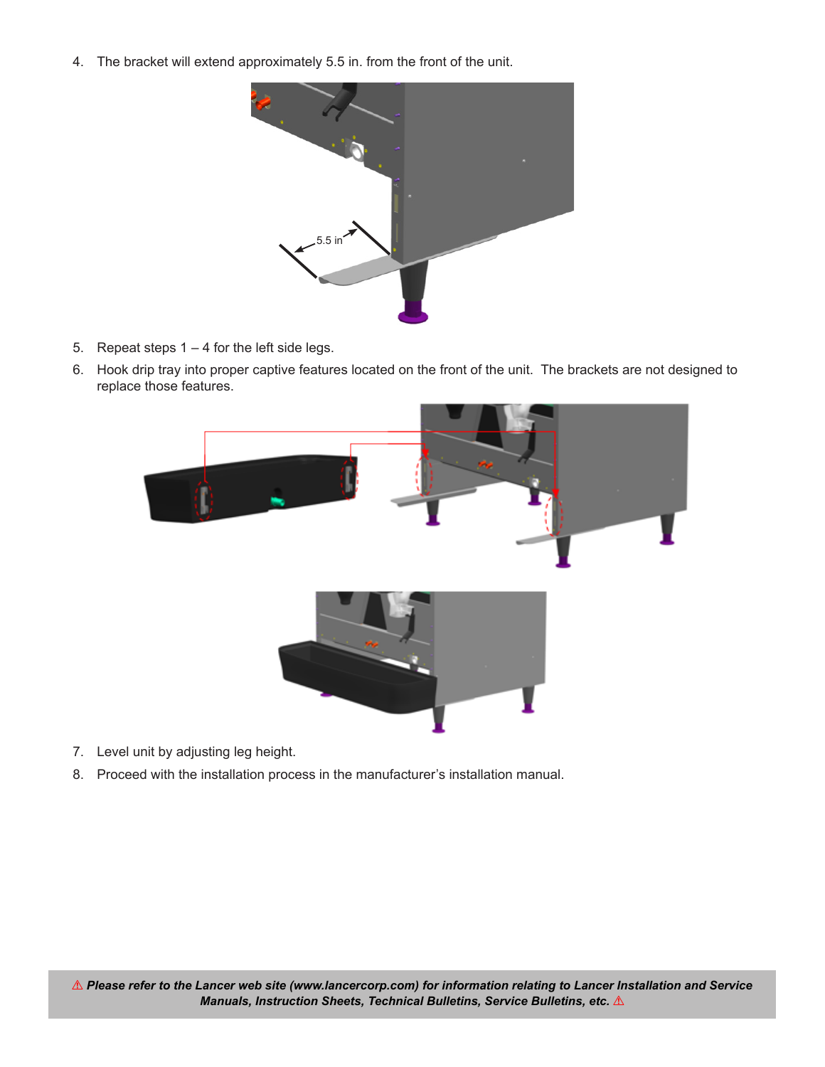4. The bracket will extend approximately 5.5 in. from the front of the unit.

5.5 in

5. Repeat steps 1 – 4 for the left side legs.
6. Hook drip tray into proper captive features located on the front of the unit. The brackets are not designed to replace those features.
7. Level unit by adjusting leg height.
8. Proceed with the installation process in the manufacturer's installation manual.

***⚠ Please refer to the Lancer web site (www.lancercorp.com) for information relating to Lancer Installation and Service Manuals, Instruction Sheets, Technical Bulletins, Service Bulletins, etc. ⚠***